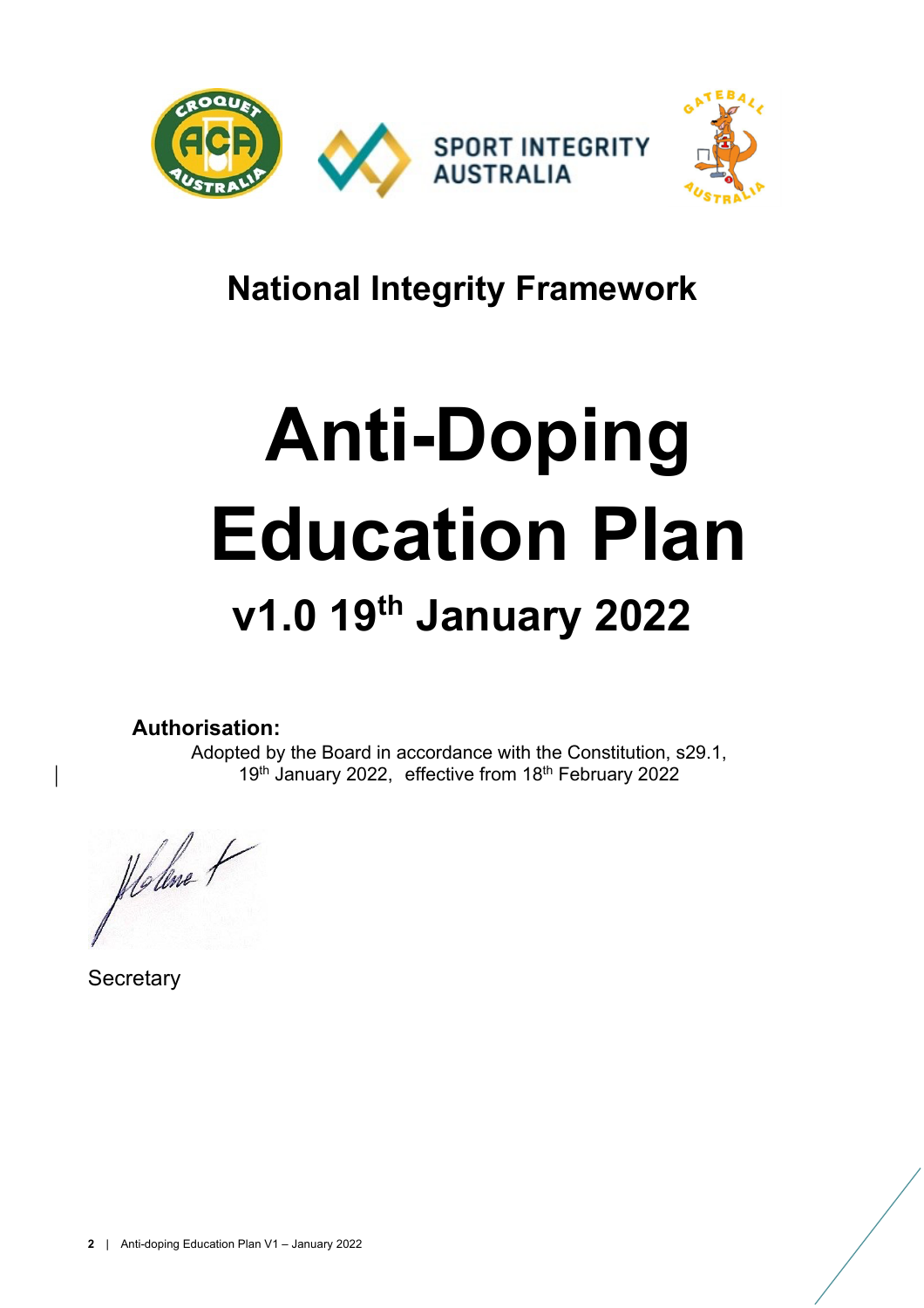# National Integrity Framework

# Anti-Doping Education Plan

## v1.0 19th January 2022

**Authorisation:**

Adopted by the Board in accordance with the Constitution, s29.1, 19th January 2022, effective from 18th February 2022

Secretary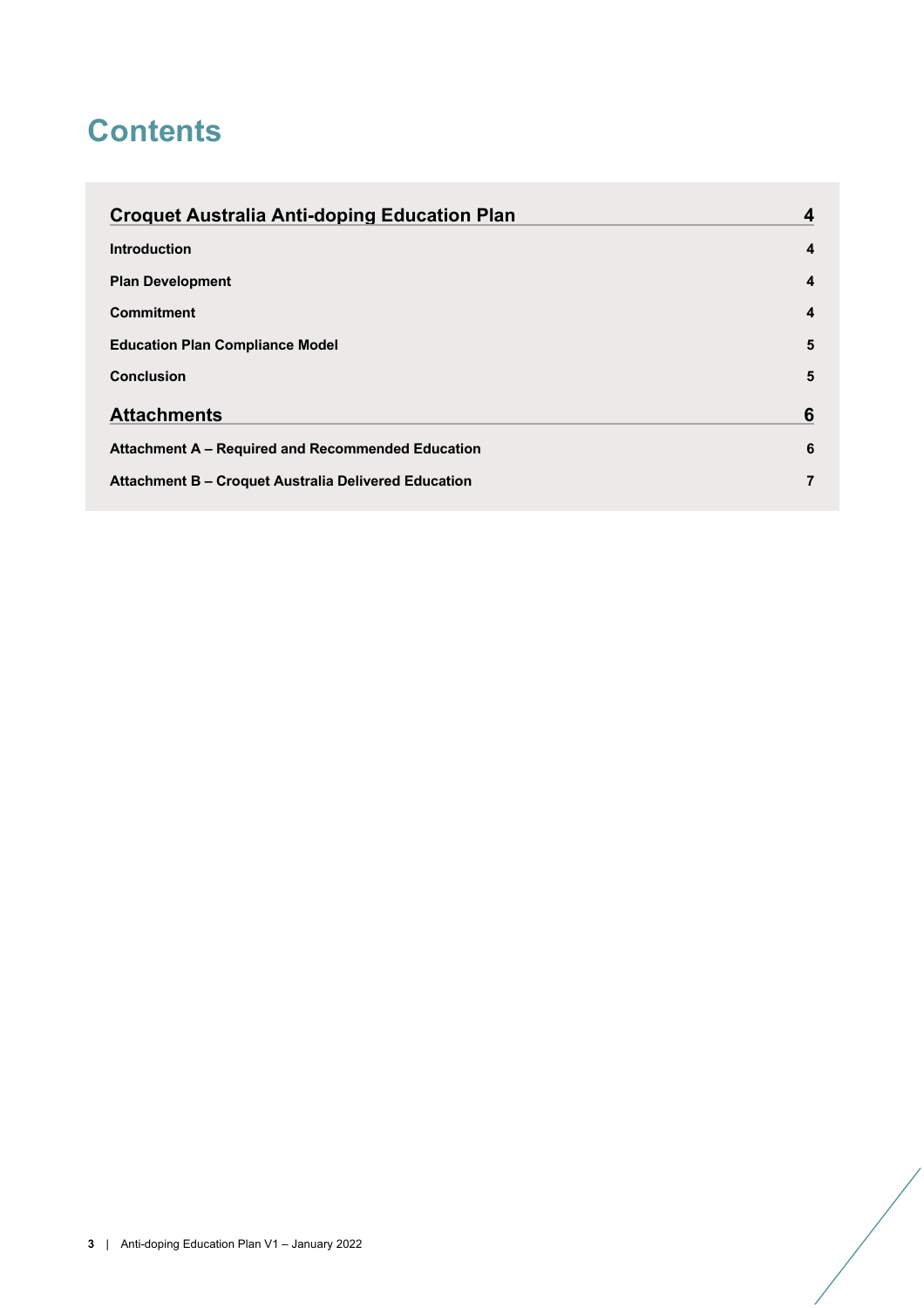# Contents

| | |
|---|---|
| **Croquet Australia Anti-doping Education Plan** | **4** |
| **Introduction** | **4** |
| **Plan Development** | **4** |
| **Commitment** | **4** |
| **Education Plan Compliance Model** | **5** |
| **Conclusion** | **5** |
| **Attachments** | **6** |
| **Attachment A – Required and Recommended Education** | **6** |
| **Attachment B – Croquet Australia Delivered Education** | **7** |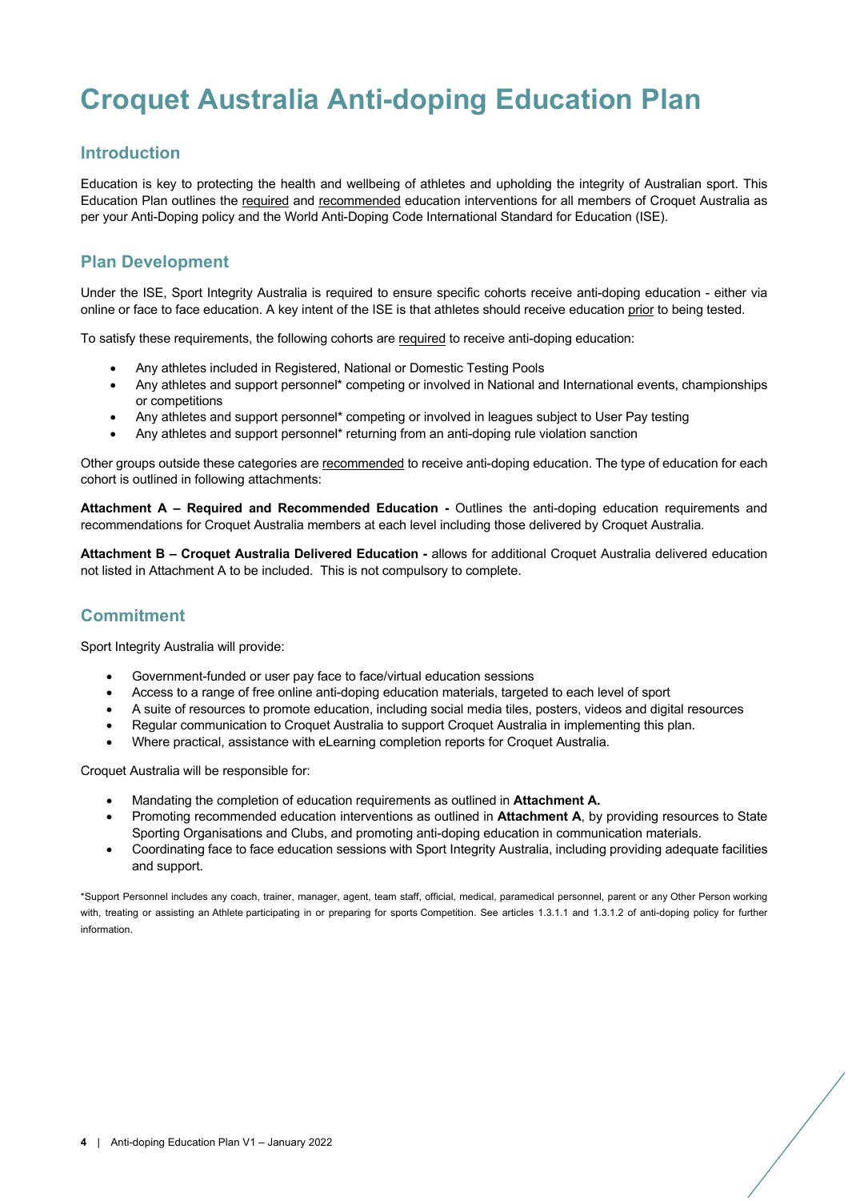# Croquet Australia Anti-doping Education Plan

## Introduction

Education is key to protecting the health and wellbeing of athletes and upholding the integrity of Australian sport. This Education Plan outlines the required and recommended education interventions for all members of Croquet Australia as per your Anti-Doping policy and the World Anti-Doping Code International Standard for Education (ISE).

## Plan Development

Under the ISE, Sport Integrity Australia is required to ensure specific cohorts receive anti-doping education - either via online or face to face education. A key intent of the ISE is that athletes should receive education prior to being tested.

To satisfy these requirements, the following cohorts are required to receive anti-doping education:

- Any athletes included in Registered, National or Domestic Testing Pools
- Any athletes and support personnel* competing or involved in National and International events, championships or competitions
- Any athletes and support personnel* competing or involved in leagues subject to User Pay testing
- Any athletes and support personnel* returning from an anti-doping rule violation sanction

Other groups outside these categories are recommended to receive anti-doping education. The type of education for each cohort is outlined in following attachments:

**Attachment A – Required and Recommended Education -** Outlines the anti-doping education requirements and recommendations for Croquet Australia members at each level including those delivered by Croquet Australia.

**Attachment B – Croquet Australia Delivered Education -** allows for additional Croquet Australia delivered education not listed in Attachment A to be included. This is not compulsory to complete.

## Commitment

Sport Integrity Australia will provide:

- Government-funded or user pay face to face/virtual education sessions
- Access to a range of free online anti-doping education materials, targeted to each level of sport
- A suite of resources to promote education, including social media tiles, posters, videos and digital resources
- Regular communication to Croquet Australia to support Croquet Australia in implementing this plan.
- Where practical, assistance with eLearning completion reports for Croquet Australia.

Croquet Australia will be responsible for:

- Mandating the completion of education requirements as outlined in **Attachment A.**
- Promoting recommended education interventions as outlined in **Attachment A**, by providing resources to State Sporting Organisations and Clubs, and promoting anti-doping education in communication materials.
- Coordinating face to face education sessions with Sport Integrity Australia, including providing adequate facilities and support.

*Support Personnel includes any coach, trainer, manager, agent, team staff, official, medical, paramedical personnel, parent or any Other Person working with, treating or assisting an Athlete participating in or preparing for sports Competition. See articles 1.3.1.1 and 1.3.1.2 of anti-doping policy for further information.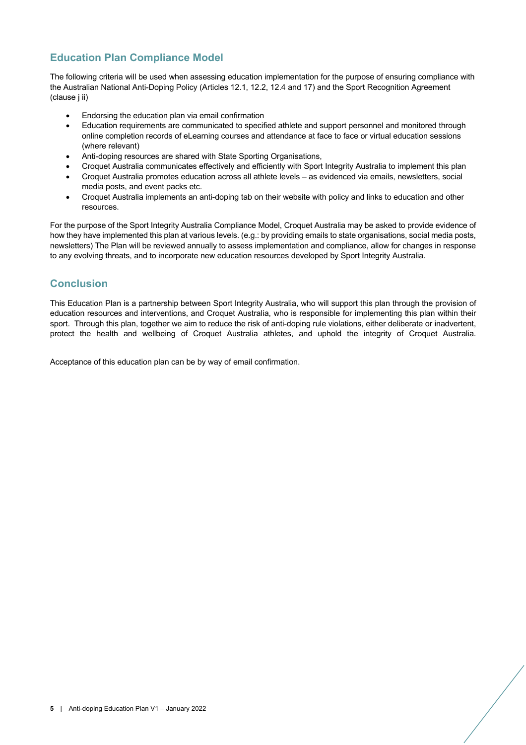## Education Plan Compliance Model

The following criteria will be used when assessing education implementation for the purpose of ensuring compliance with the Australian National Anti-Doping Policy (Articles 12.1, 12.2, 12.4 and 17) and the Sport Recognition Agreement (clause j ii)

- Endorsing the education plan via email confirmation
- Education requirements are communicated to specified athlete and support personnel and monitored through online completion records of eLearning courses and attendance at face to face or virtual education sessions (where relevant)
- Anti-doping resources are shared with State Sporting Organisations,
- Croquet Australia communicates effectively and efficiently with Sport Integrity Australia to implement this plan
- Croquet Australia promotes education across all athlete levels – as evidenced via emails, newsletters, social media posts, and event packs etc.
- Croquet Australia implements an anti-doping tab on their website with policy and links to education and other resources.

For the purpose of the Sport Integrity Australia Compliance Model, Croquet Australia may be asked to provide evidence of how they have implemented this plan at various levels. (e.g.: by providing emails to state organisations, social media posts, newsletters) The Plan will be reviewed annually to assess implementation and compliance, allow for changes in response to any evolving threats, and to incorporate new education resources developed by Sport Integrity Australia.

## Conclusion

This Education Plan is a partnership between Sport Integrity Australia, who will support this plan through the provision of education resources and interventions, and Croquet Australia, who is responsible for implementing this plan within their sport. Through this plan, together we aim to reduce the risk of anti-doping rule violations, either deliberate or inadvertent, protect the health and wellbeing of Croquet Australia athletes, and uphold the integrity of Croquet Australia.

Acceptance of this education plan can be by way of email confirmation.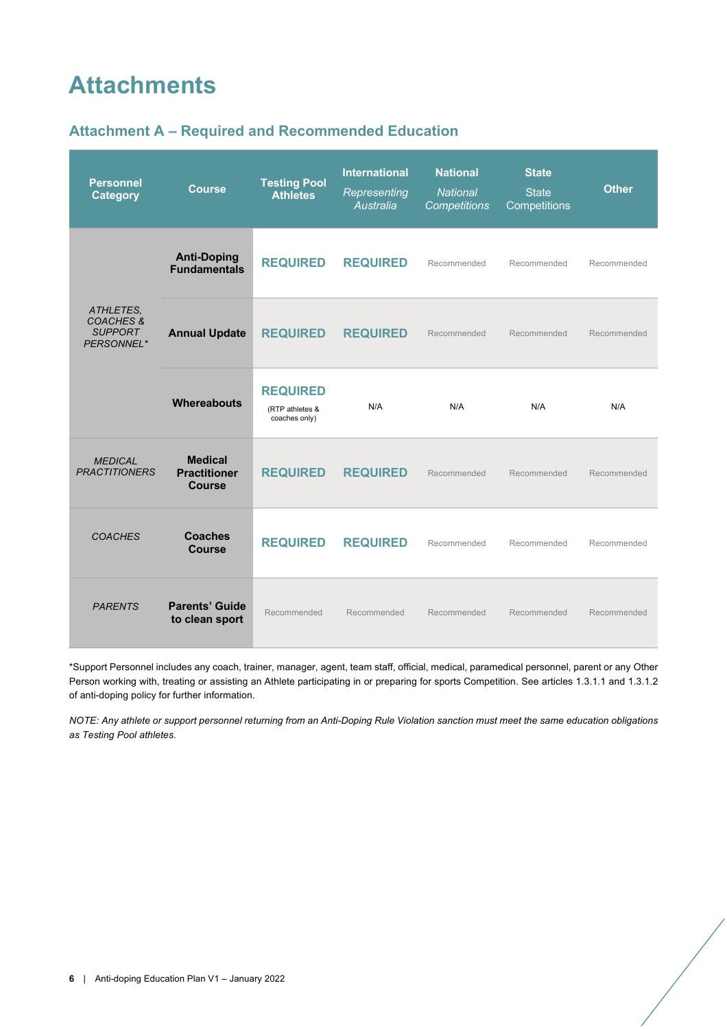# Attachments

## Attachment A – Required and Recommended Education

| Personnel Category | Course | Testing Pool Athletes | International *Representing Australia* | National *National Competitions* | State State Competitions | Other |
|---|---|---|---|---|---|---|
| *ATHLETES, COACHES & SUPPORT PERSONNEL** | **Anti-Doping Fundamentals** | **REQUIRED** | **REQUIRED** | Recommended | Recommended | Recommended |
| | **Annual Update** | **REQUIRED** | **REQUIRED** | Recommended | Recommended | Recommended |
| | **Whereabouts** | **REQUIRED** (RTP athletes & coaches only) | N/A | N/A | N/A | N/A |
| *MEDICAL PRACTITIONERS* | **Medical Practitioner Course** | **REQUIRED** | **REQUIRED** | Recommended | Recommended | Recommended |
| *COACHES* | **Coaches Course** | **REQUIRED** | **REQUIRED** | Recommended | Recommended | Recommended |
| *PARENTS* | **Parents' Guide to clean sport** | Recommended | Recommended | Recommended | Recommended | Recommended |

*Support Personnel includes any coach, trainer, manager, agent, team staff, official, medical, paramedical personnel, parent or any Other Person working with, treating or assisting an Athlete participating in or preparing for sports Competition. See articles 1.3.1.1 and 1.3.1.2 of anti-doping policy for further information.

*NOTE: Any athlete or support personnel returning from an Anti-Doping Rule Violation sanction must meet the same education obligations as Testing Pool athletes.*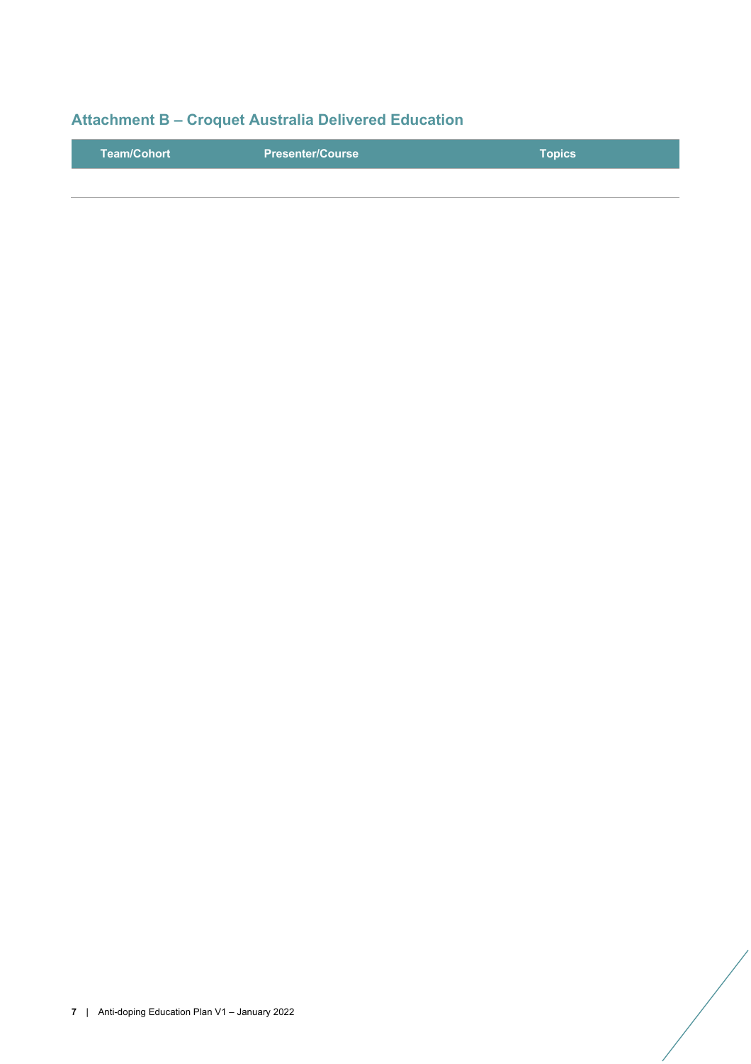## Attachment B – Croquet Australia Delivered Education

| Team/Cohort | Presenter/Course | Topics |
|---|---|---|
| | | |